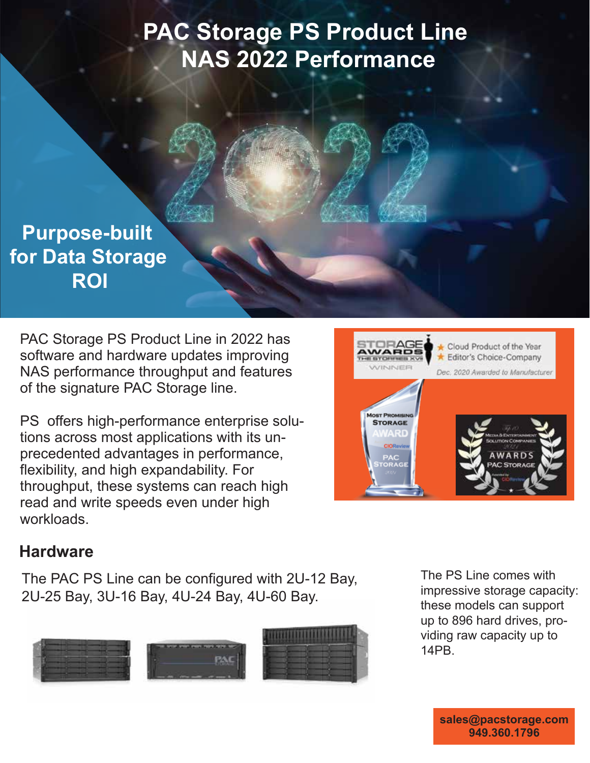# PAC Storage PS Product Line NAS 2022 Performance

## Purpose-built for Data Storage ROI

PAC Storage PS Product Line in 2022 has software and hardware updates improving NAS performance throughput and features of the signature PAC Storage line.

PS offers high-performance enterprise solutions across most applications with its unprecedented advantages in performance, flexibility, and high expandability. For throughput, these systems can reach high read and write speeds even under high workloads.

STORAGE AWARDS THE STORRIES XVII WINNER

★ Cloud Product of the Year
★ Editor's Choice-Company

Dec. 2020 Awarded to Manufacturer

MOST PROMISING STORAGE AWARD CIOReview PAC STORAGE 2021

Top 10 Media & Entertainment Solution Companies 2021 AWARDS PAC STORAGE Awarded by CIOReview

## Hardware

The PAC PS Line can be configured with 2U-12 Bay, 2U-25 Bay, 3U-16 Bay, 4U-24 Bay, 4U-60 Bay.

The PS Line comes with impressive storage capacity: these models can support up to 896 hard drives, providing raw capacity up to 14PB.

**sales@pacstorage.com**
**949.360.1796**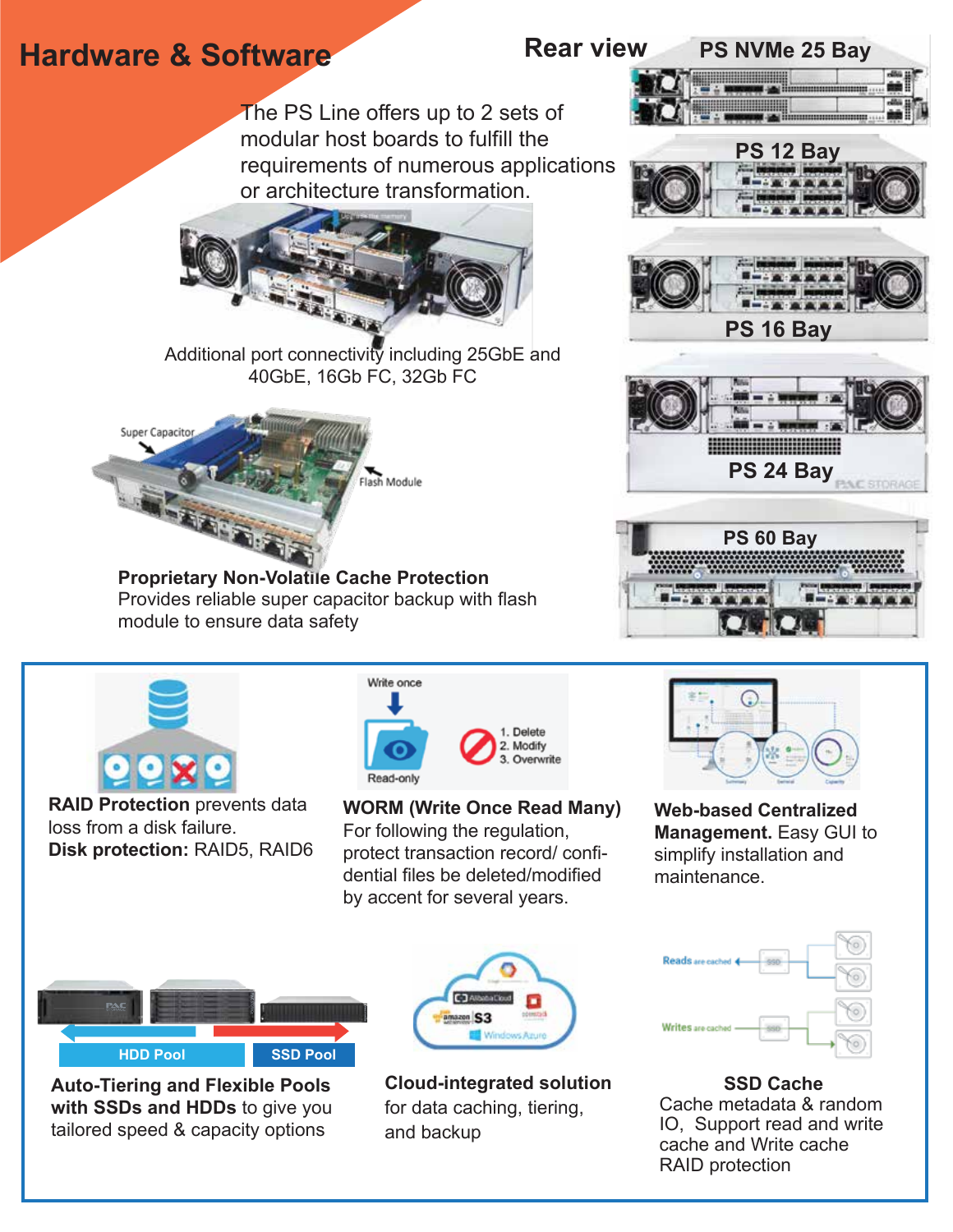# Hardware & Software

The PS Line offers up to 2 sets of modular host boards to fulfill the requirements of numerous applications or architecture transformation.

Additional port connectivity including 25GbE and 40GbE, 16Gb FC, 32Gb FC

**Proprietary Non-Volatile Cache Protection**
Provides reliable super capacitor backup with flash module to ensure data safety

## Rear view

- PS NVMe 25 Bay
- PS 12 Bay
- PS 16 Bay
- PS 24 Bay
- PS 60 Bay

**RAID Protection** prevents data loss from a disk failure.
**Disk protection:** RAID5, RAID6

**WORM (Write Once Read Many)**
For following the regulation, protect transaction record/ confidential files be deleted/modified by accent for several years.

**Web-based Centralized Management.** Easy GUI to simplify installation and maintenance.

**Auto-Tiering and Flexible Pools with SSDs and HDDs** to give you tailored speed & capacity options

**Cloud-integrated solution** for data caching, tiering, and backup

**SSD Cache**
Cache metadata & random IO, Support read and write cache and Write cache RAID protection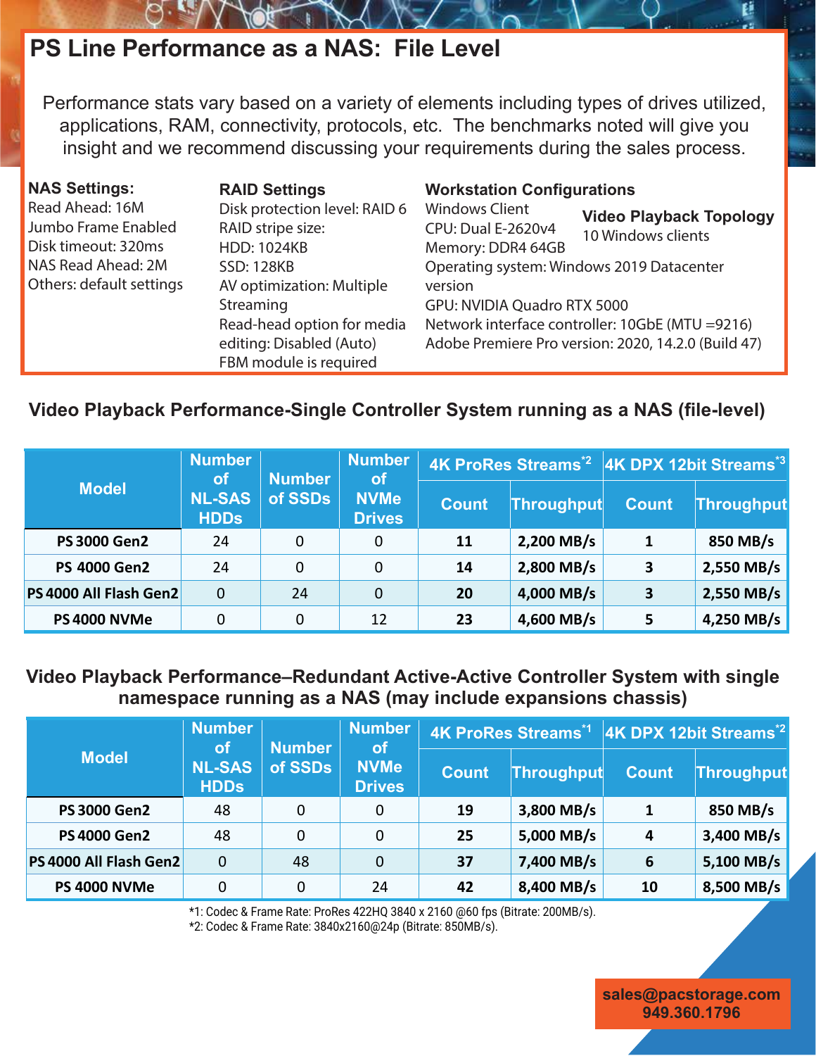# PS Line Performance as a NAS: File Level

Performance stats vary based on a variety of elements including types of drives utilized, applications, RAM, connectivity, protocols, etc. The benchmarks noted will give you insight and we recommend discussing your requirements during the sales process.

**NAS Settings:**
Read Ahead: 16M
Jumbo Frame Enabled
Disk timeout: 320ms
NAS Read Ahead: 2M
Others: default settings

**RAID Settings**
Disk protection level: RAID 6
RAID stripe size:
HDD: 1024KB
SSD: 128KB
AV optimization: Multiple Streaming
Read-head option for media editing: Disabled (Auto)
FBM module is required

**Workstation Configurations**
Windows Client
CPU: Dual E-2620v4
Memory: DDR4 64GB
Operating system: Windows 2019 Datacenter version
GPU: NVIDIA Quadro RTX 5000
Network interface controller: 10GbE (MTU =9216)
Adobe Premiere Pro version: 2020, 14.2.0 (Build 47)

**Video Playback Topology**
10 Windows clients

## Video Playback Performance-Single Controller System running as a NAS (file-level)

| Model | Number of NL-SAS HDDs | Number of SSDs | Number of NVMe Drives | 4K ProRes Streams[*2] | | 4K DPX 12bit Streams[*3] | |
|---|---|---|---|---|---|---|---|
| | | | | Count | Throughput | Count | Throughput |
| PS 3000 Gen2 | 24 | 0 | 0 | 11 | 2,200 MB/s | 1 | 850 MB/s |
| PS 4000 Gen2 | 24 | 0 | 0 | 14 | 2,800 MB/s | 3 | 2,550 MB/s |
| PS 4000 All Flash Gen2 | 0 | 24 | 0 | 20 | 4,000 MB/s | 3 | 2,550 MB/s |
| PS 4000 NVMe | 0 | 0 | 12 | 23 | 4,600 MB/s | 5 | 4,250 MB/s |

## Video Playback Performance–Redundant Active-Active Controller System with single namespace running as a NAS (may include expansions chassis)

| Model | Number of NL-SAS HDDs | Number of SSDs | Number of NVMe Drives | 4K ProRes Streams[*1] | | 4K DPX 12bit Streams[*2] | |
|---|---|---|---|---|---|---|---|
| | | | | Count | Throughput | Count | Throughput |
| PS 3000 Gen2 | 48 | 0 | 0 | 19 | 3,800 MB/s | 1 | 850 MB/s |
| PS 4000 Gen2 | 48 | 0 | 0 | 25 | 5,000 MB/s | 4 | 3,400 MB/s |
| PS 4000 All Flash Gen2 | 0 | 48 | 0 | 37 | 7,400 MB/s | 6 | 5,100 MB/s |
| PS 4000 NVMe | 0 | 0 | 24 | 42 | 8,400 MB/s | 10 | 8,500 MB/s |

*1: Codec & Frame Rate: ProRes 422HQ 3840 x 2160 @60 fps (Bitrate: 200MB/s).
*2: Codec & Frame Rate: 3840x2160@24p (Bitrate: 850MB/s).

**sales@pacstorage.com**
**949.360.1796**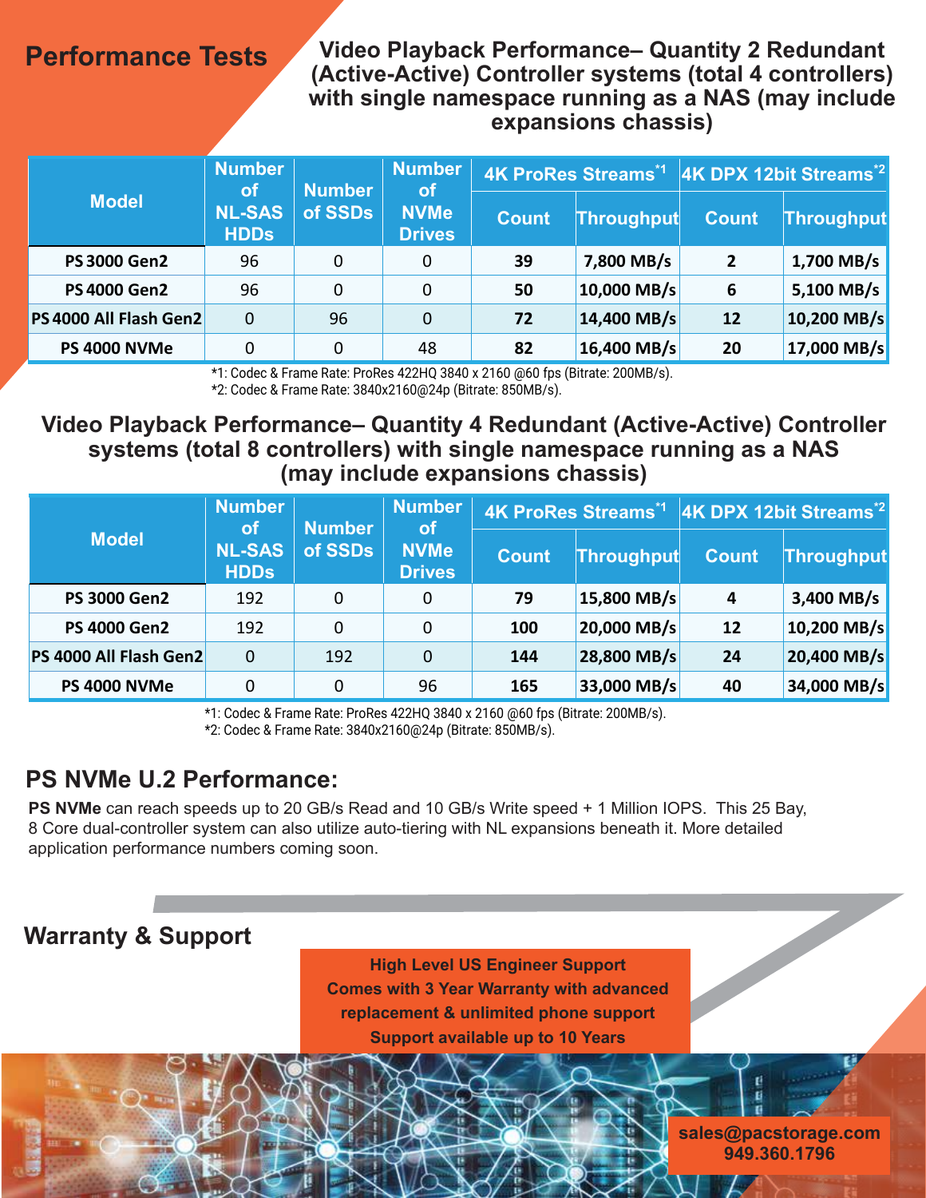## Performance Tests

### Video Playback Performance– Quantity 2 Redundant (Active-Active) Controller systems (total 4 controllers) with single namespace running as a NAS (may include expansions chassis)

| Model | Number of NL-SAS HDDs | Number of SSDs | Number of NVMe Drives | 4K ProRes Streams*1 | | 4K DPX 12bit Streams*2 | |
|---|---|---|---|---|---|---|---|
| | | | | Count | Throughput | Count | Throughput |
| PS 3000 Gen2 | 96 | 0 | 0 | 39 | 7,800 MB/s | 2 | 1,700 MB/s |
| PS 4000 Gen2 | 96 | 0 | 0 | 50 | 10,000 MB/s | 6 | 5,100 MB/s |
| PS 4000 All Flash Gen2 | 0 | 96 | 0 | 72 | 14,400 MB/s | 12 | 10,200 MB/s |
| PS 4000 NVMe | 0 | 0 | 48 | 82 | 16,400 MB/s | 20 | 17,000 MB/s |

*1: Codec & Frame Rate: ProRes 422HQ 3840 x 2160 @60 fps (Bitrate: 200MB/s).
*2: Codec & Frame Rate: 3840x2160@24p (Bitrate: 850MB/s).

### Video Playback Performance– Quantity 4 Redundant (Active-Active) Controller systems (total 8 controllers) with single namespace running as a NAS (may include expansions chassis)

| Model | Number of NL-SAS HDDs | Number of SSDs | Number of NVMe Drives | 4K ProRes Streams*1 | | 4K DPX 12bit Streams*2 | |
|---|---|---|---|---|---|---|---|
| | | | | Count | Throughput | Count | Throughput |
| PS 3000 Gen2 | 192 | 0 | 0 | 79 | 15,800 MB/s | 4 | 3,400 MB/s |
| PS 4000 Gen2 | 192 | 0 | 0 | 100 | 20,000 MB/s | 12 | 10,200 MB/s |
| PS 4000 All Flash Gen2 | 0 | 192 | 0 | 144 | 28,800 MB/s | 24 | 20,400 MB/s |
| PS 4000 NVMe | 0 | 0 | 96 | 165 | 33,000 MB/s | 40 | 34,000 MB/s |

*1: Codec & Frame Rate: ProRes 422HQ 3840 x 2160 @60 fps (Bitrate: 200MB/s).
*2: Codec & Frame Rate: 3840x2160@24p (Bitrate: 850MB/s).

## PS NVMe U.2 Performance:

**PS NVMe** can reach speeds up to 20 GB/s Read and 10 GB/s Write speed + 1 Million IOPS. This 25 Bay, 8 Core dual-controller system can also utilize auto-tiering with NL expansions beneath it. More detailed application performance numbers coming soon.

## Warranty & Support

**High Level US Engineer Support**
**Comes with 3 Year Warranty with advanced replacement & unlimited phone support**
**Support available up to 10 Years**

**sales@pacstorage.com**
**949.360.1796**